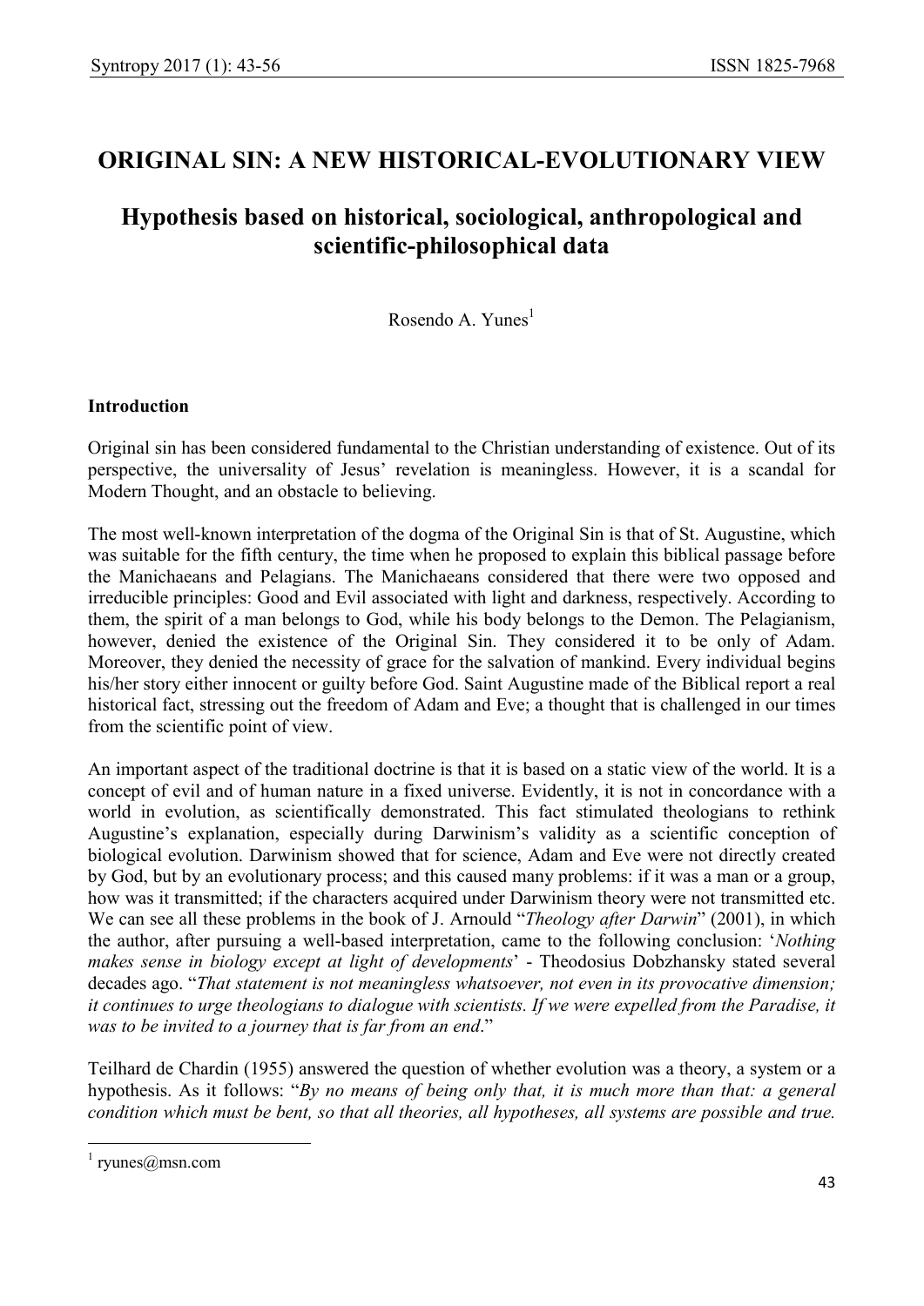# ORIGINAL SIN: A NEW HISTORICAL-EVOLUTIONARY VIEW

## Hypothesis based on historical, sociological, anthropological and scientific-philosophical data

Rosendo A. Yunes[1]

### Introduction

Original sin has been considered fundamental to the Christian understanding of existence. Out of its perspective, the universality of Jesus' revelation is meaningless. However, it is a scandal for Modern Thought, and an obstacle to believing.

The most well-known interpretation of the dogma of the Original Sin is that of St. Augustine, which was suitable for the fifth century, the time when he proposed to explain this biblical passage before the Manichaeans and Pelagians. The Manichaeans considered that there were two opposed and irreducible principles: Good and Evil associated with light and darkness, respectively. According to them, the spirit of a man belongs to God, while his body belongs to the Demon. The Pelagianism, however, denied the existence of the Original Sin. They considered it to be only of Adam. Moreover, they denied the necessity of grace for the salvation of mankind. Every individual begins his/her story either innocent or guilty before God. Saint Augustine made of the Biblical report a real historical fact, stressing out the freedom of Adam and Eve; a thought that is challenged in our times from the scientific point of view.

An important aspect of the traditional doctrine is that it is based on a static view of the world. It is a concept of evil and of human nature in a fixed universe. Evidently, it is not in concordance with a world in evolution, as scientifically demonstrated. This fact stimulated theologians to rethink Augustine's explanation, especially during Darwinism's validity as a scientific conception of biological evolution. Darwinism showed that for science, Adam and Eve were not directly created by God, but by an evolutionary process; and this caused many problems: if it was a man or a group, how was it transmitted; if the characters acquired under Darwinism theory were not transmitted etc. We can see all these problems in the book of J. Arnould "*Theology after Darwin*" (2001), in which the author, after pursuing a well-based interpretation, came to the following conclusion: '*Nothing makes sense in biology except at light of developments*' - Theodosius Dobzhansky stated several decades ago. "*That statement is not meaningless whatsoever, not even in its provocative dimension; it continues to urge theologians to dialogue with scientists. If we were expelled from the Paradise, it was to be invited to a journey that is far from an end*."

Teilhard de Chardin (1955) answered the question of whether evolution was a theory, a system or a hypothesis. As it follows: "*By no means of being only that, it is much more than that: a general condition which must be bent, so that all theories, all hypotheses, all systems are possible and true.*

[1] ryunes@msn.com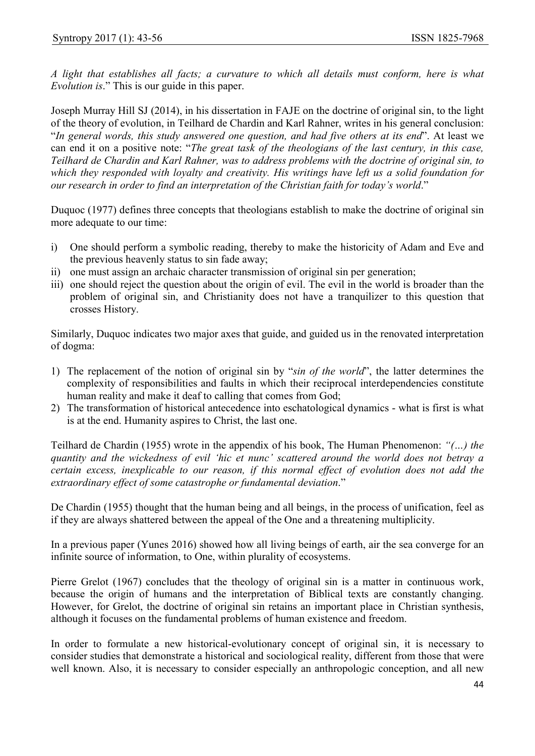*A light that establishes all facts; a curvature to which all details must conform, here is what Evolution is*." This is our guide in this paper.

Joseph Murray Hill SJ (2014), in his dissertation in FAJE on the doctrine of original sin, to the light of the theory of evolution, in Teilhard de Chardin and Karl Rahner, writes in his general conclusion: "*In general words, this study answered one question, and had five others at its end*". At least we can end it on a positive note: "*The great task of the theologians of the last century, in this case, Teilhard de Chardin and Karl Rahner, was to address problems with the doctrine of original sin, to which they responded with loyalty and creativity. His writings have left us a solid foundation for our research in order to find an interpretation of the Christian faith for today's world*."

Duquoc (1977) defines three concepts that theologians establish to make the doctrine of original sin more adequate to our time:

i) One should perform a symbolic reading, thereby to make the historicity of Adam and Eve and the previous heavenly status to sin fade away;
ii) one must assign an archaic character transmission of original sin per generation;
iii) one should reject the question about the origin of evil. The evil in the world is broader than the problem of original sin, and Christianity does not have a tranquilizer to this question that crosses History.

Similarly, Duquoc indicates two major axes that guide, and guided us in the renovated interpretation of dogma:

1) The replacement of the notion of original sin by "*sin of the world*", the latter determines the complexity of responsibilities and faults in which their reciprocal interdependencies constitute human reality and make it deaf to calling that comes from God;
2) The transformation of historical antecedence into eschatological dynamics - what is first is what is at the end. Humanity aspires to Christ, the last one.

Teilhard de Chardin (1955) wrote in the appendix of his book, The Human Phenomenon: *"(...) the quantity and the wickedness of evil 'hic et nunc' scattered around the world does not betray a certain excess, inexplicable to our reason, if this normal effect of evolution does not add the extraordinary effect of some catastrophe or fundamental deviation*."

De Chardin (1955) thought that the human being and all beings, in the process of unification, feel as if they are always shattered between the appeal of the One and a threatening multiplicity.

In a previous paper (Yunes 2016) showed how all living beings of earth, air the sea converge for an infinite source of information, to One, within plurality of ecosystems.

Pierre Grelot (1967) concludes that the theology of original sin is a matter in continuous work, because the origin of humans and the interpretation of Biblical texts are constantly changing. However, for Grelot, the doctrine of original sin retains an important place in Christian synthesis, although it focuses on the fundamental problems of human existence and freedom.

In order to formulate a new historical-evolutionary concept of original sin, it is necessary to consider studies that demonstrate a historical and sociological reality, different from those that were well known. Also, it is necessary to consider especially an anthropologic conception, and all new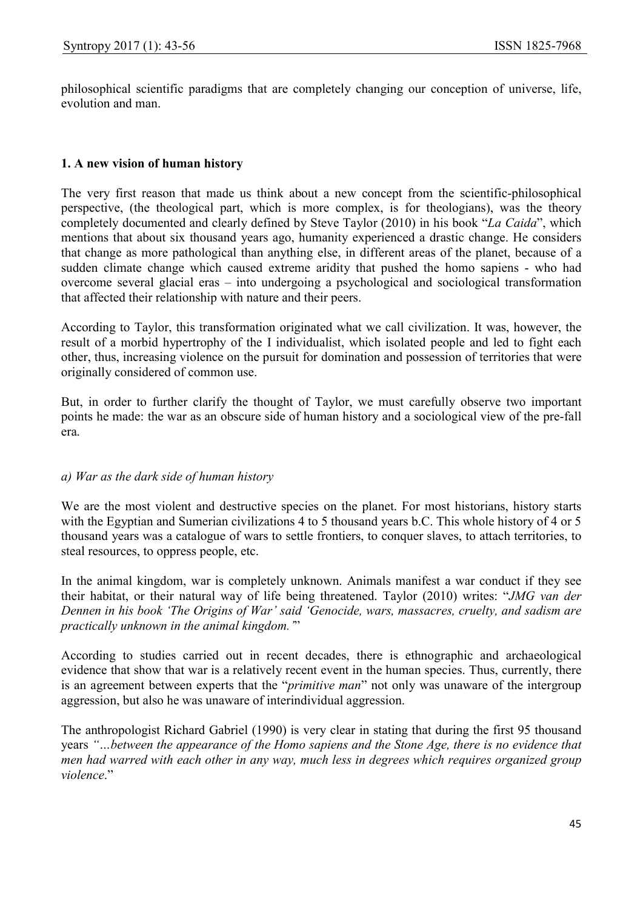philosophical scientific paradigms that are completely changing our conception of universe, life, evolution and man.

## 1. A new vision of human history

The very first reason that made us think about a new concept from the scientific-philosophical perspective, (the theological part, which is more complex, is for theologians), was the theory completely documented and clearly defined by Steve Taylor (2010) in his book "*La Caida*", which mentions that about six thousand years ago, humanity experienced a drastic change. He considers that change as more pathological than anything else, in different areas of the planet, because of a sudden climate change which caused extreme aridity that pushed the homo sapiens - who had overcome several glacial eras – into undergoing a psychological and sociological transformation that affected their relationship with nature and their peers.

According to Taylor, this transformation originated what we call civilization. It was, however, the result of a morbid hypertrophy of the I individualist, which isolated people and led to fight each other, thus, increasing violence on the pursuit for domination and possession of territories that were originally considered of common use.

But, in order to further clarify the thought of Taylor, we must carefully observe two important points he made: the war as an obscure side of human history and a sociological view of the pre-fall era.

### *a) War as the dark side of human history*

We are the most violent and destructive species on the planet. For most historians, history starts with the Egyptian and Sumerian civilizations 4 to 5 thousand years b.C. This whole history of 4 or 5 thousand years was a catalogue of wars to settle frontiers, to conquer slaves, to attach territories, to steal resources, to oppress people, etc.

In the animal kingdom, war is completely unknown. Animals manifest a war conduct if they see their habitat, or their natural way of life being threatened. Taylor (2010) writes: "*JMG van der Dennen in his book 'The Origins of War' said 'Genocide, wars, massacres, cruelty, and sadism are practically unknown in the animal kingdom.'*"

According to studies carried out in recent decades, there is ethnographic and archaeological evidence that show that war is a relatively recent event in the human species. Thus, currently, there is an agreement between experts that the "*primitive man*" not only was unaware of the intergroup aggression, but also he was unaware of interindividual aggression.

The anthropologist Richard Gabriel (1990) is very clear in stating that during the first 95 thousand years *"…between the appearance of the Homo sapiens and the Stone Age, there is no evidence that men had warred with each other in any way, much less in degrees which requires organized group violence*."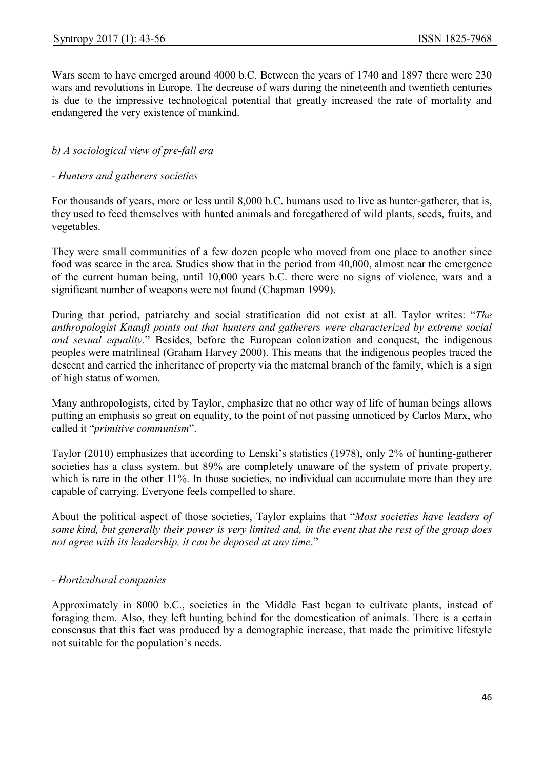Wars seem to have emerged around 4000 b.C. Between the years of 1740 and 1897 there were 230 wars and revolutions in Europe. The decrease of wars during the nineteenth and twentieth centuries is due to the impressive technological potential that greatly increased the rate of mortality and endangered the very existence of mankind.

### *b) A sociological view of pre-fall era*

#### *- Hunters and gatherers societies*

For thousands of years, more or less until 8,000 b.C. humans used to live as hunter-gatherer, that is, they used to feed themselves with hunted animals and foregathered of wild plants, seeds, fruits, and vegetables.

They were small communities of a few dozen people who moved from one place to another since food was scarce in the area. Studies show that in the period from 40,000, almost near the emergence of the current human being, until 10,000 years b.C. there were no signs of violence, wars and a significant number of weapons were not found (Chapman 1999).

During that period, patriarchy and social stratification did not exist at all. Taylor writes: "*The anthropologist Knauft points out that hunters and gatherers were characterized by extreme social and sexual equality.*" Besides, before the European colonization and conquest, the indigenous peoples were matrilineal (Graham Harvey 2000). This means that the indigenous peoples traced the descent and carried the inheritance of property via the maternal branch of the family, which is a sign of high status of women.

Many anthropologists, cited by Taylor, emphasize that no other way of life of human beings allows putting an emphasis so great on equality, to the point of not passing unnoticed by Carlos Marx, who called it "*primitive communism*".

Taylor (2010) emphasizes that according to Lenski's statistics (1978), only 2% of hunting-gatherer societies has a class system, but 89% are completely unaware of the system of private property, which is rare in the other 11%. In those societies, no individual can accumulate more than they are capable of carrying. Everyone feels compelled to share.

About the political aspect of those societies, Taylor explains that "*Most societies have leaders of some kind, but generally their power is very limited and, in the event that the rest of the group does not agree with its leadership, it can be deposed at any time*."

#### *- Horticultural companies*

Approximately in 8000 b.C., societies in the Middle East began to cultivate plants, instead of foraging them. Also, they left hunting behind for the domestication of animals. There is a certain consensus that this fact was produced by a demographic increase, that made the primitive lifestyle not suitable for the population's needs.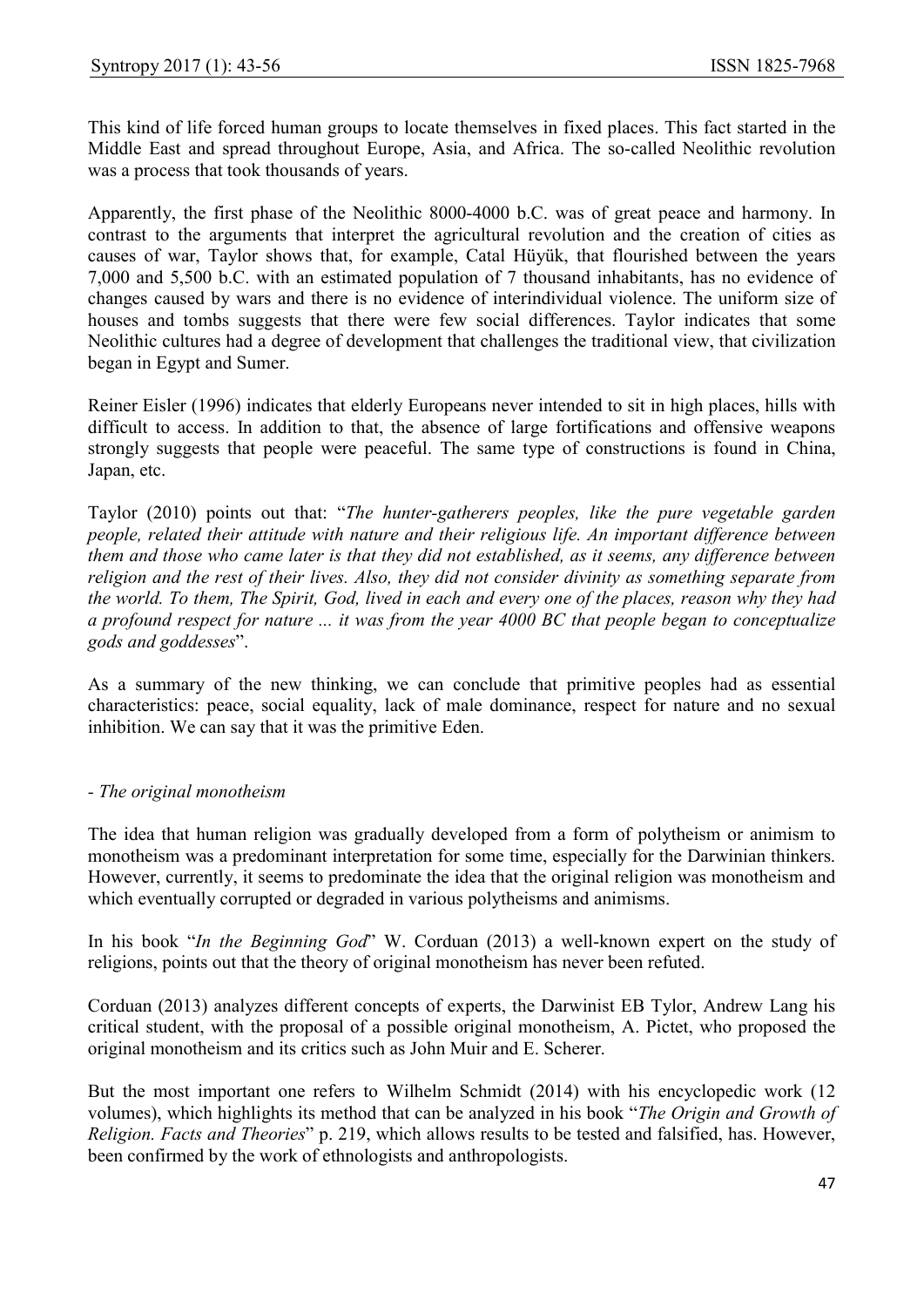This kind of life forced human groups to locate themselves in fixed places. This fact started in the Middle East and spread throughout Europe, Asia, and Africa. The so-called Neolithic revolution was a process that took thousands of years.

Apparently, the first phase of the Neolithic 8000-4000 b.C. was of great peace and harmony. In contrast to the arguments that interpret the agricultural revolution and the creation of cities as causes of war, Taylor shows that, for example, Catal Hüyük, that flourished between the years 7,000 and 5,500 b.C. with an estimated population of 7 thousand inhabitants, has no evidence of changes caused by wars and there is no evidence of interindividual violence. The uniform size of houses and tombs suggests that there were few social differences. Taylor indicates that some Neolithic cultures had a degree of development that challenges the traditional view, that civilization began in Egypt and Sumer.

Reiner Eisler (1996) indicates that elderly Europeans never intended to sit in high places, hills with difficult to access. In addition to that, the absence of large fortifications and offensive weapons strongly suggests that people were peaceful. The same type of constructions is found in China, Japan, etc.

Taylor (2010) points out that: "*The hunter-gatherers peoples, like the pure vegetable garden people, related their attitude with nature and their religious life. An important difference between them and those who came later is that they did not established, as it seems, any difference between religion and the rest of their lives. Also, they did not consider divinity as something separate from the world. To them, The Spirit, God, lived in each and every one of the places, reason why they had a profound respect for nature ... it was from the year 4000 BC that people began to conceptualize gods and goddesses*".

As a summary of the new thinking, we can conclude that primitive peoples had as essential characteristics: peace, social equality, lack of male dominance, respect for nature and no sexual inhibition. We can say that it was the primitive Eden.

- *The original monotheism*

The idea that human religion was gradually developed from a form of polytheism or animism to monotheism was a predominant interpretation for some time, especially for the Darwinian thinkers. However, currently, it seems to predominate the idea that the original religion was monotheism and which eventually corrupted or degraded in various polytheisms and animisms.

In his book "*In the Beginning God*" W. Corduan (2013) a well-known expert on the study of religions, points out that the theory of original monotheism has never been refuted.

Corduan (2013) analyzes different concepts of experts, the Darwinist EB Tylor, Andrew Lang his critical student, with the proposal of a possible original monotheism, A. Pictet, who proposed the original monotheism and its critics such as John Muir and E. Scherer.

But the most important one refers to Wilhelm Schmidt (2014) with his encyclopedic work (12 volumes), which highlights its method that can be analyzed in his book "*The Origin and Growth of Religion. Facts and Theories*" p. 219, which allows results to be tested and falsified, has. However, been confirmed by the work of ethnologists and anthropologists.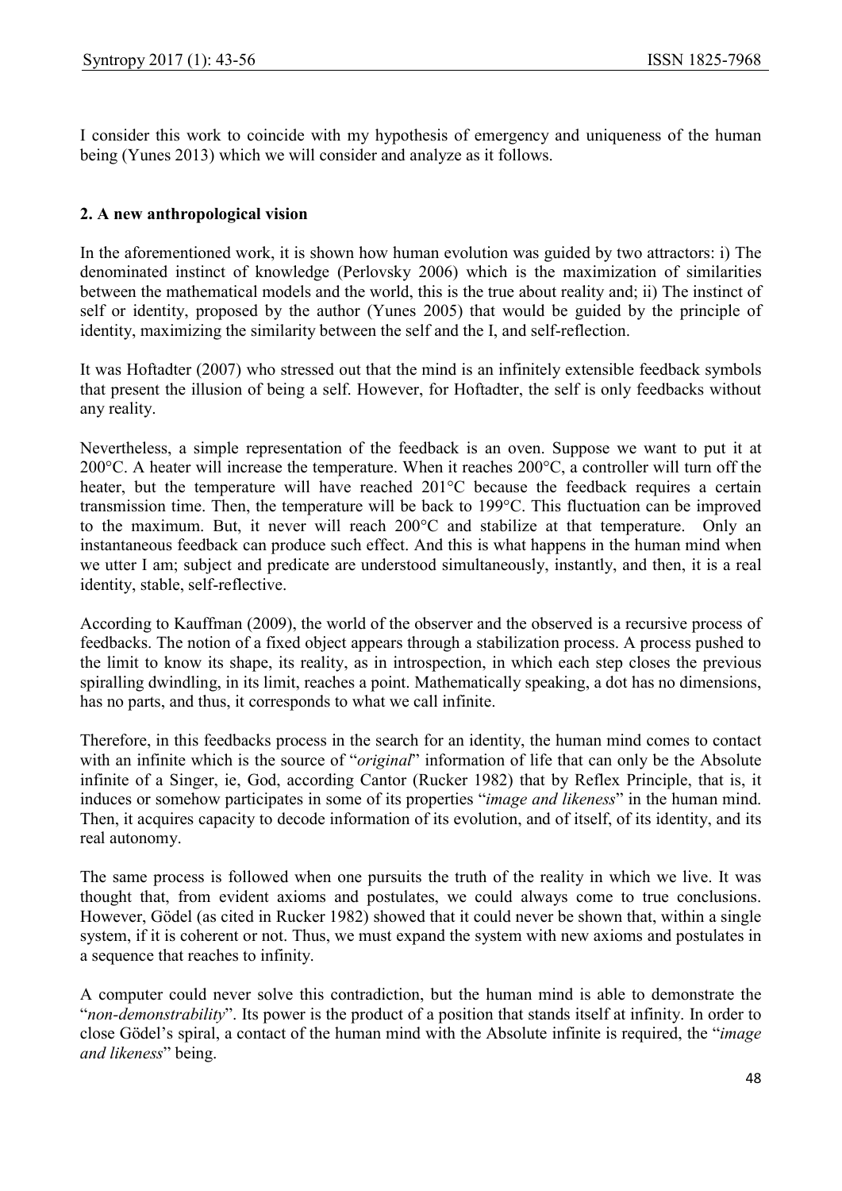I consider this work to coincide with my hypothesis of emergency and uniqueness of the human being (Yunes 2013) which we will consider and analyze as it follows.

## 2. A new anthropological vision

In the aforementioned work, it is shown how human evolution was guided by two attractors: i) The denominated instinct of knowledge (Perlovsky 2006) which is the maximization of similarities between the mathematical models and the world, this is the true about reality and; ii) The instinct of self or identity, proposed by the author (Yunes 2005) that would be guided by the principle of identity, maximizing the similarity between the self and the I, and self-reflection.

It was Hoftadter (2007) who stressed out that the mind is an infinitely extensible feedback symbols that present the illusion of being a self. However, for Hoftadter, the self is only feedbacks without any reality.

Nevertheless, a simple representation of the feedback is an oven. Suppose we want to put it at 200°C. A heater will increase the temperature. When it reaches 200°C, a controller will turn off the heater, but the temperature will have reached 201°C because the feedback requires a certain transmission time. Then, the temperature will be back to 199°C. This fluctuation can be improved to the maximum. But, it never will reach 200°C and stabilize at that temperature. Only an instantaneous feedback can produce such effect. And this is what happens in the human mind when we utter I am; subject and predicate are understood simultaneously, instantly, and then, it is a real identity, stable, self-reflective.

According to Kauffman (2009), the world of the observer and the observed is a recursive process of feedbacks. The notion of a fixed object appears through a stabilization process. A process pushed to the limit to know its shape, its reality, as in introspection, in which each step closes the previous spiralling dwindling, in its limit, reaches a point. Mathematically speaking, a dot has no dimensions, has no parts, and thus, it corresponds to what we call infinite.

Therefore, in this feedbacks process in the search for an identity, the human mind comes to contact with an infinite which is the source of "*original*" information of life that can only be the Absolute infinite of a Singer, ie, God, according Cantor (Rucker 1982) that by Reflex Principle, that is, it induces or somehow participates in some of its properties "*image and likeness*" in the human mind. Then, it acquires capacity to decode information of its evolution, and of itself, of its identity, and its real autonomy.

The same process is followed when one pursuits the truth of the reality in which we live. It was thought that, from evident axioms and postulates, we could always come to true conclusions. However, Gödel (as cited in Rucker 1982) showed that it could never be shown that, within a single system, if it is coherent or not. Thus, we must expand the system with new axioms and postulates in a sequence that reaches to infinity.

A computer could never solve this contradiction, but the human mind is able to demonstrate the "*non-demonstrability*". Its power is the product of a position that stands itself at infinity. In order to close Gödel's spiral, a contact of the human mind with the Absolute infinite is required, the "*image and likeness*" being.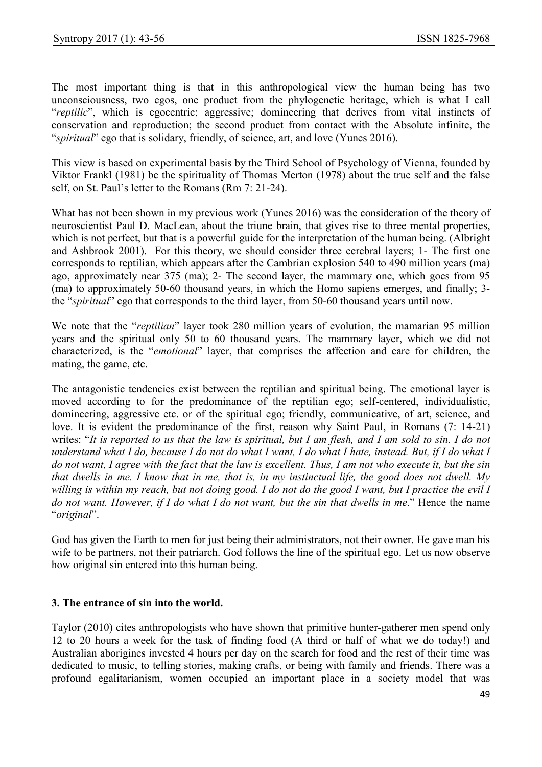The most important thing is that in this anthropological view the human being has two unconsciousness, two egos, one product from the phylogenetic heritage, which is what I call "*reptilic*", which is egocentric; aggressive; domineering that derives from vital instincts of conservation and reproduction; the second product from contact with the Absolute infinite, the "*spiritual*" ego that is solidary, friendly, of science, art, and love (Yunes 2016).

This view is based on experimental basis by the Third School of Psychology of Vienna, founded by Viktor Frankl (1981) be the spirituality of Thomas Merton (1978) about the true self and the false self, on St. Paul's letter to the Romans (Rm 7: 21-24).

What has not been shown in my previous work (Yunes 2016) was the consideration of the theory of neuroscientist Paul D. MacLean, about the triune brain, that gives rise to three mental properties, which is not perfect, but that is a powerful guide for the interpretation of the human being. (Albright and Ashbrook 2001). For this theory, we should consider three cerebral layers; 1- The first one corresponds to reptilian, which appears after the Cambrian explosion 540 to 490 million years (ma) ago, approximately near 375 (ma); 2- The second layer, the mammary one, which goes from 95 (ma) to approximately 50-60 thousand years, in which the Homo sapiens emerges, and finally; 3- the "*spiritual*" ego that corresponds to the third layer, from 50-60 thousand years until now.

We note that the "*reptilian*" layer took 280 million years of evolution, the mamarian 95 million years and the spiritual only 50 to 60 thousand years. The mammary layer, which we did not characterized, is the "*emotional*" layer, that comprises the affection and care for children, the mating, the game, etc.

The antagonistic tendencies exist between the reptilian and spiritual being. The emotional layer is moved according to for the predominance of the reptilian ego; self-centered, individualistic, domineering, aggressive etc. or of the spiritual ego; friendly, communicative, of art, science, and love. It is evident the predominance of the first, reason why Saint Paul, in Romans (7: 14-21) writes: "*It is reported to us that the law is spiritual, but I am flesh, and I am sold to sin. I do not understand what I do, because I do not do what I want, I do what I hate, instead. But, if I do what I do not want, I agree with the fact that the law is excellent. Thus, I am not who execute it, but the sin that dwells in me. I know that in me, that is, in my instinctual life, the good does not dwell. My willing is within my reach, but not doing good. I do not do the good I want, but I practice the evil I do not want. However, if I do what I do not want, but the sin that dwells in me*." Hence the name "*original*".

God has given the Earth to men for just being their administrators, not their owner. He gave man his wife to be partners, not their patriarch. God follows the line of the spiritual ego. Let us now observe how original sin entered into this human being.

### 3. The entrance of sin into the world.

Taylor (2010) cites anthropologists who have shown that primitive hunter-gatherer men spend only 12 to 20 hours a week for the task of finding food (A third or half of what we do today!) and Australian aborigines invested 4 hours per day on the search for food and the rest of their time was dedicated to music, to telling stories, making crafts, or being with family and friends. There was a profound egalitarianism, women occupied an important place in a society model that was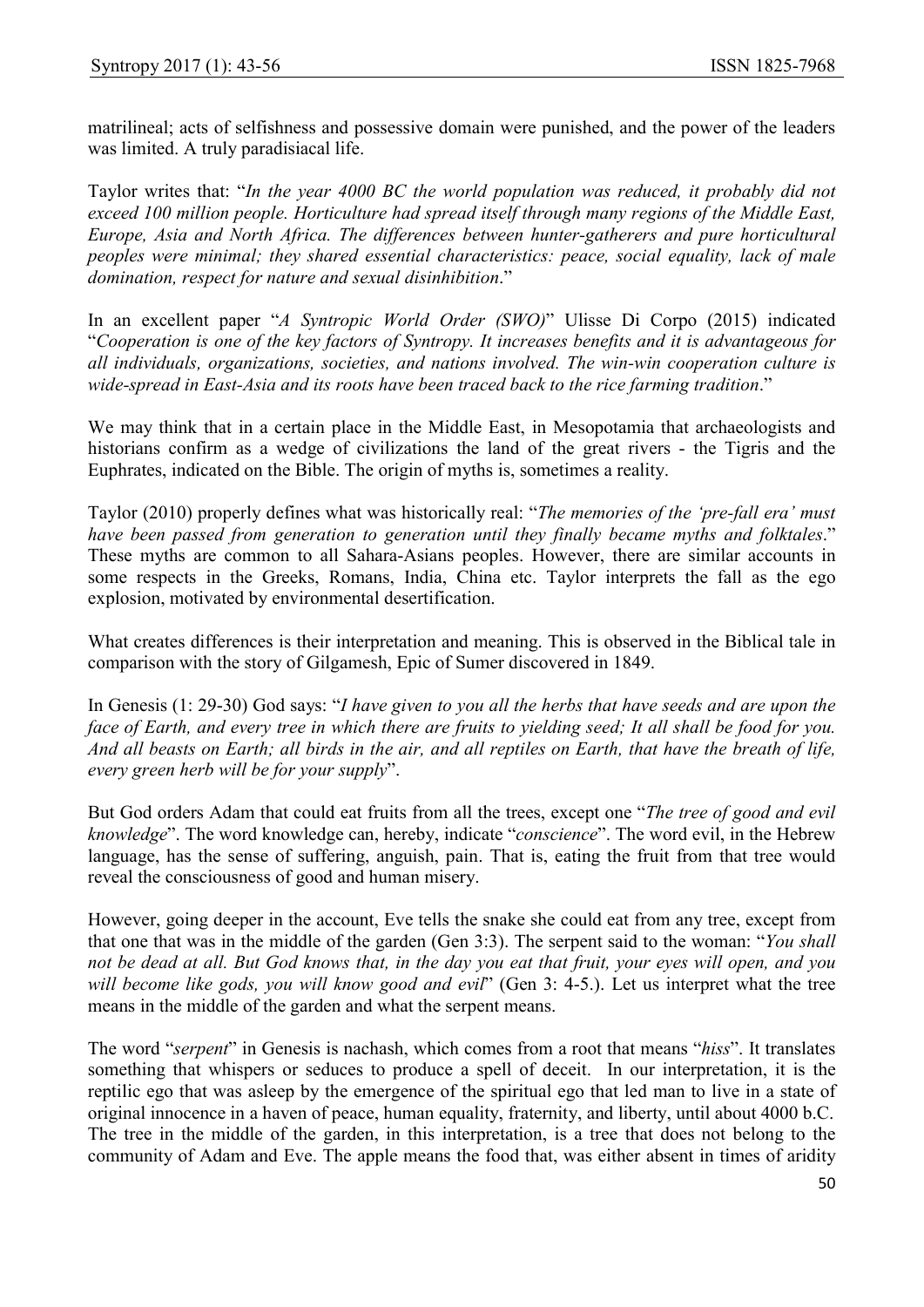matrilineal; acts of selfishness and possessive domain were punished, and the power of the leaders was limited. A truly paradisiacal life.

Taylor writes that: "*In the year 4000 BC the world population was reduced, it probably did not exceed 100 million people. Horticulture had spread itself through many regions of the Middle East, Europe, Asia and North Africa. The differences between hunter-gatherers and pure horticultural peoples were minimal; they shared essential characteristics: peace, social equality, lack of male domination, respect for nature and sexual disinhibition*."

In an excellent paper "*A Syntropic World Order (SWO)*" Ulisse Di Corpo (2015) indicated "*Cooperation is one of the key factors of Syntropy. It increases benefits and it is advantageous for all individuals, organizations, societies, and nations involved. The win-win cooperation culture is wide-spread in East-Asia and its roots have been traced back to the rice farming tradition*."

We may think that in a certain place in the Middle East, in Mesopotamia that archaeologists and historians confirm as a wedge of civilizations the land of the great rivers - the Tigris and the Euphrates, indicated on the Bible. The origin of myths is, sometimes a reality.

Taylor (2010) properly defines what was historically real: "*The memories of the 'pre-fall era' must have been passed from generation to generation until they finally became myths and folktales*." These myths are common to all Sahara-Asians peoples. However, there are similar accounts in some respects in the Greeks, Romans, India, China etc. Taylor interprets the fall as the ego explosion, motivated by environmental desertification.

What creates differences is their interpretation and meaning. This is observed in the Biblical tale in comparison with the story of Gilgamesh, Epic of Sumer discovered in 1849.

In Genesis (1: 29-30) God says: "*I have given to you all the herbs that have seeds and are upon the face of Earth, and every tree in which there are fruits to yielding seed; It all shall be food for you. And all beasts on Earth; all birds in the air, and all reptiles on Earth, that have the breath of life, every green herb will be for your supply*".

But God orders Adam that could eat fruits from all the trees, except one "*The tree of good and evil knowledge*". The word knowledge can, hereby, indicate "*conscience*". The word evil, in the Hebrew language, has the sense of suffering, anguish, pain. That is, eating the fruit from that tree would reveal the consciousness of good and human misery.

However, going deeper in the account, Eve tells the snake she could eat from any tree, except from that one that was in the middle of the garden (Gen 3:3). The serpent said to the woman: "*You shall not be dead at all. But God knows that, in the day you eat that fruit, your eyes will open, and you will become like gods, you will know good and evil*" (Gen 3: 4-5.). Let us interpret what the tree means in the middle of the garden and what the serpent means.

The word "*serpent*" in Genesis is nachash, which comes from a root that means "*hiss*". It translates something that whispers or seduces to produce a spell of deceit. In our interpretation, it is the reptilic ego that was asleep by the emergence of the spiritual ego that led man to live in a state of original innocence in a haven of peace, human equality, fraternity, and liberty, until about 4000 b.C. The tree in the middle of the garden, in this interpretation, is a tree that does not belong to the community of Adam and Eve. The apple means the food that, was either absent in times of aridity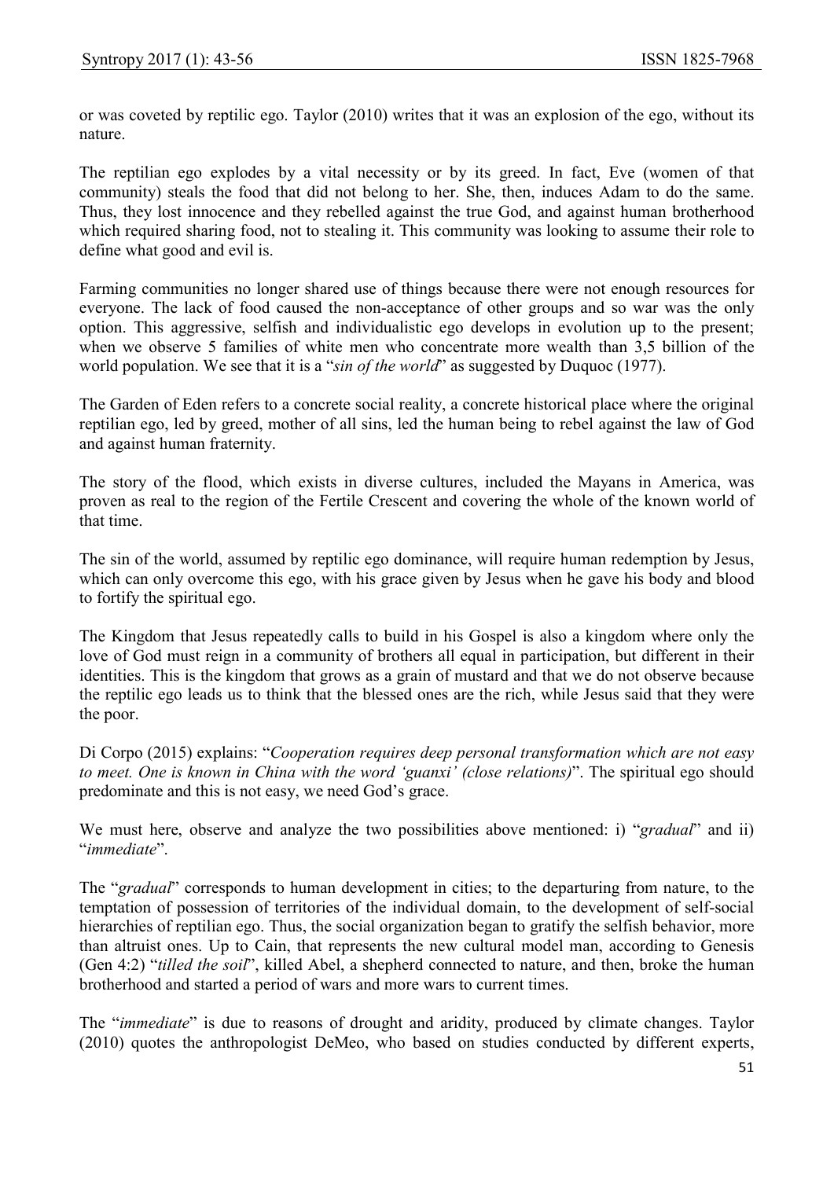or was coveted by reptilic ego. Taylor (2010) writes that it was an explosion of the ego, without its nature.

The reptilian ego explodes by a vital necessity or by its greed. In fact, Eve (women of that community) steals the food that did not belong to her. She, then, induces Adam to do the same. Thus, they lost innocence and they rebelled against the true God, and against human brotherhood which required sharing food, not to stealing it. This community was looking to assume their role to define what good and evil is.

Farming communities no longer shared use of things because there were not enough resources for everyone. The lack of food caused the non-acceptance of other groups and so war was the only option. This aggressive, selfish and individualistic ego develops in evolution up to the present; when we observe 5 families of white men who concentrate more wealth than 3,5 billion of the world population. We see that it is a "*sin of the world*" as suggested by Duquoc (1977).

The Garden of Eden refers to a concrete social reality, a concrete historical place where the original reptilian ego, led by greed, mother of all sins, led the human being to rebel against the law of God and against human fraternity.

The story of the flood, which exists in diverse cultures, included the Mayans in America, was proven as real to the region of the Fertile Crescent and covering the whole of the known world of that time.

The sin of the world, assumed by reptilic ego dominance, will require human redemption by Jesus, which can only overcome this ego, with his grace given by Jesus when he gave his body and blood to fortify the spiritual ego.

The Kingdom that Jesus repeatedly calls to build in his Gospel is also a kingdom where only the love of God must reign in a community of brothers all equal in participation, but different in their identities. This is the kingdom that grows as a grain of mustard and that we do not observe because the reptilic ego leads us to think that the blessed ones are the rich, while Jesus said that they were the poor.

Di Corpo (2015) explains: "*Cooperation requires deep personal transformation which are not easy to meet. One is known in China with the word 'guanxi' (close relations)*". The spiritual ego should predominate and this is not easy, we need God's grace.

We must here, observe and analyze the two possibilities above mentioned: i) "*gradual*" and ii) "*immediate*".

The "*gradual*" corresponds to human development in cities; to the departuring from nature, to the temptation of possession of territories of the individual domain, to the development of self-social hierarchies of reptilian ego. Thus, the social organization began to gratify the selfish behavior, more than altruist ones. Up to Cain, that represents the new cultural model man, according to Genesis (Gen 4:2) "*tilled the soil*", killed Abel, a shepherd connected to nature, and then, broke the human brotherhood and started a period of wars and more wars to current times.

The "*immediate*" is due to reasons of drought and aridity, produced by climate changes. Taylor (2010) quotes the anthropologist DeMeo, who based on studies conducted by different experts,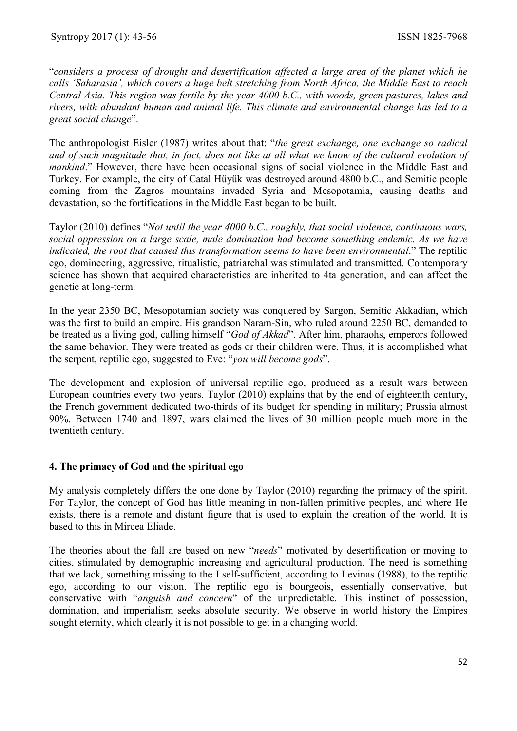"*considers a process of drought and desertification affected a large area of the planet which he calls 'Saharasia', which covers a huge belt stretching from North Africa, the Middle East to reach Central Asia. This region was fertile by the year 4000 b.C., with woods, green pastures, lakes and rivers, with abundant human and animal life. This climate and environmental change has led to a great social change*".

The anthropologist Eisler (1987) writes about that: "*the great exchange, one exchange so radical and of such magnitude that, in fact, does not like at all what we know of the cultural evolution of mankind*." However, there have been occasional signs of social violence in the Middle East and Turkey. For example, the city of Catal Hüyük was destroyed around 4800 b.C., and Semitic people coming from the Zagros mountains invaded Syria and Mesopotamia, causing deaths and devastation, so the fortifications in the Middle East began to be built.

Taylor (2010) defines "*Not until the year 4000 b.C., roughly, that social violence, continuous wars, social oppression on a large scale, male domination had become something endemic. As we have indicated, the root that caused this transformation seems to have been environmental*." The reptilic ego, domineering, aggressive, ritualistic, patriarchal was stimulated and transmitted. Contemporary science has shown that acquired characteristics are inherited to 4ta generation, and can affect the genetic at long-term.

In the year 2350 BC, Mesopotamian society was conquered by Sargon, Semitic Akkadian, which was the first to build an empire. His grandson Naram-Sin, who ruled around 2250 BC, demanded to be treated as a living god, calling himself "*God of Akkad*". After him, pharaohs, emperors followed the same behavior. They were treated as gods or their children were. Thus, it is accomplished what the serpent, reptilic ego, suggested to Eve: "*you will become gods*".

The development and explosion of universal reptilic ego, produced as a result wars between European countries every two years. Taylor (2010) explains that by the end of eighteenth century, the French government dedicated two-thirds of its budget for spending in military; Prussia almost 90%. Between 1740 and 1897, wars claimed the lives of 30 million people much more in the twentieth century.

## 4. The primacy of God and the spiritual ego

My analysis completely differs the one done by Taylor (2010) regarding the primacy of the spirit. For Taylor, the concept of God has little meaning in non-fallen primitive peoples, and where He exists, there is a remote and distant figure that is used to explain the creation of the world. It is based to this in Mircea Eliade.

The theories about the fall are based on new "*needs*" motivated by desertification or moving to cities, stimulated by demographic increasing and agricultural production. The need is something that we lack, something missing to the I self-sufficient, according to Levinas (1988), to the reptilic ego, according to our vision. The reptilic ego is bourgeois, essentially conservative, but conservative with "*anguish and concern*" of the unpredictable. This instinct of possession, domination, and imperialism seeks absolute security. We observe in world history the Empires sought eternity, which clearly it is not possible to get in a changing world.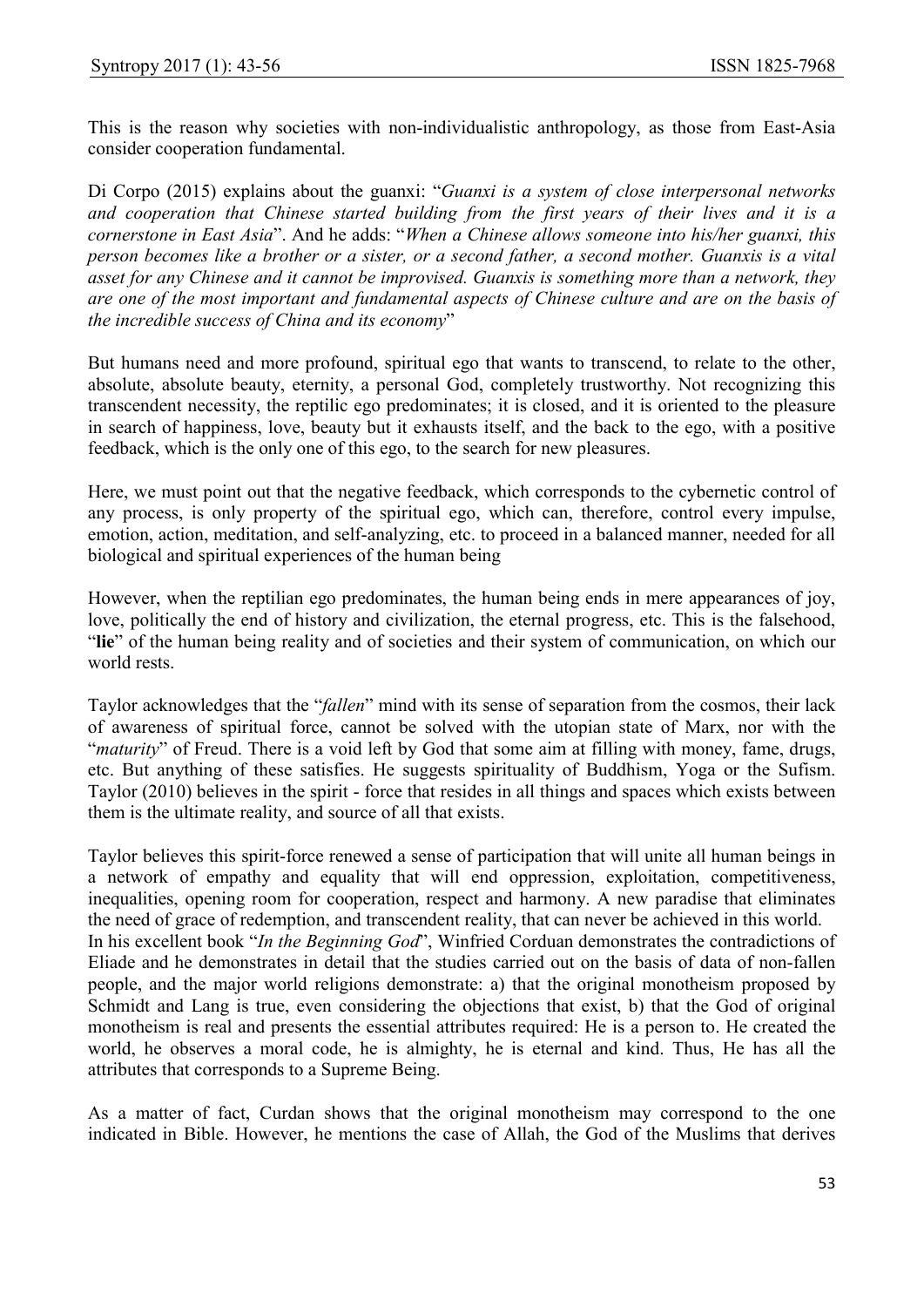This is the reason why societies with non-individualistic anthropology, as those from East-Asia consider cooperation fundamental.

Di Corpo (2015) explains about the guanxi: "*Guanxi is a system of close interpersonal networks and cooperation that Chinese started building from the first years of their lives and it is a cornerstone in East Asia*". And he adds: "*When a Chinese allows someone into his/her guanxi, this person becomes like a brother or a sister, or a second father, a second mother. Guanxis is a vital asset for any Chinese and it cannot be improvised. Guanxis is something more than a network, they are one of the most important and fundamental aspects of Chinese culture and are on the basis of the incredible success of China and its economy*"

But humans need and more profound, spiritual ego that wants to transcend, to relate to the other, absolute, absolute beauty, eternity, a personal God, completely trustworthy. Not recognizing this transcendent necessity, the reptilic ego predominates; it is closed, and it is oriented to the pleasure in search of happiness, love, beauty but it exhausts itself, and the back to the ego, with a positive feedback, which is the only one of this ego, to the search for new pleasures.

Here, we must point out that the negative feedback, which corresponds to the cybernetic control of any process, is only property of the spiritual ego, which can, therefore, control every impulse, emotion, action, meditation, and self-analyzing, etc. to proceed in a balanced manner, needed for all biological and spiritual experiences of the human being

However, when the reptilian ego predominates, the human being ends in mere appearances of joy, love, politically the end of history and civilization, the eternal progress, etc. This is the falsehood, "**lie**" of the human being reality and of societies and their system of communication, on which our world rests.

Taylor acknowledges that the "*fallen*" mind with its sense of separation from the cosmos, their lack of awareness of spiritual force, cannot be solved with the utopian state of Marx, nor with the "*maturity*" of Freud. There is a void left by God that some aim at filling with money, fame, drugs, etc. But anything of these satisfies. He suggests spirituality of Buddhism, Yoga or the Sufism. Taylor (2010) believes in the spirit - force that resides in all things and spaces which exists between them is the ultimate reality, and source of all that exists.

Taylor believes this spirit-force renewed a sense of participation that will unite all human beings in a network of empathy and equality that will end oppression, exploitation, competitiveness, inequalities, opening room for cooperation, respect and harmony. A new paradise that eliminates the need of grace of redemption, and transcendent reality, that can never be achieved in this world.
In his excellent book "*In the Beginning God*", Winfried Corduan demonstrates the contradictions of Eliade and he demonstrates in detail that the studies carried out on the basis of data of non-fallen people, and the major world religions demonstrate: a) that the original monotheism proposed by Schmidt and Lang is true, even considering the objections that exist, b) that the God of original monotheism is real and presents the essential attributes required: He is a person to. He created the world, he observes a moral code, he is almighty, he is eternal and kind. Thus, He has all the attributes that corresponds to a Supreme Being.

As a matter of fact, Curdan shows that the original monotheism may correspond to the one indicated in Bible. However, he mentions the case of Allah, the God of the Muslims that derives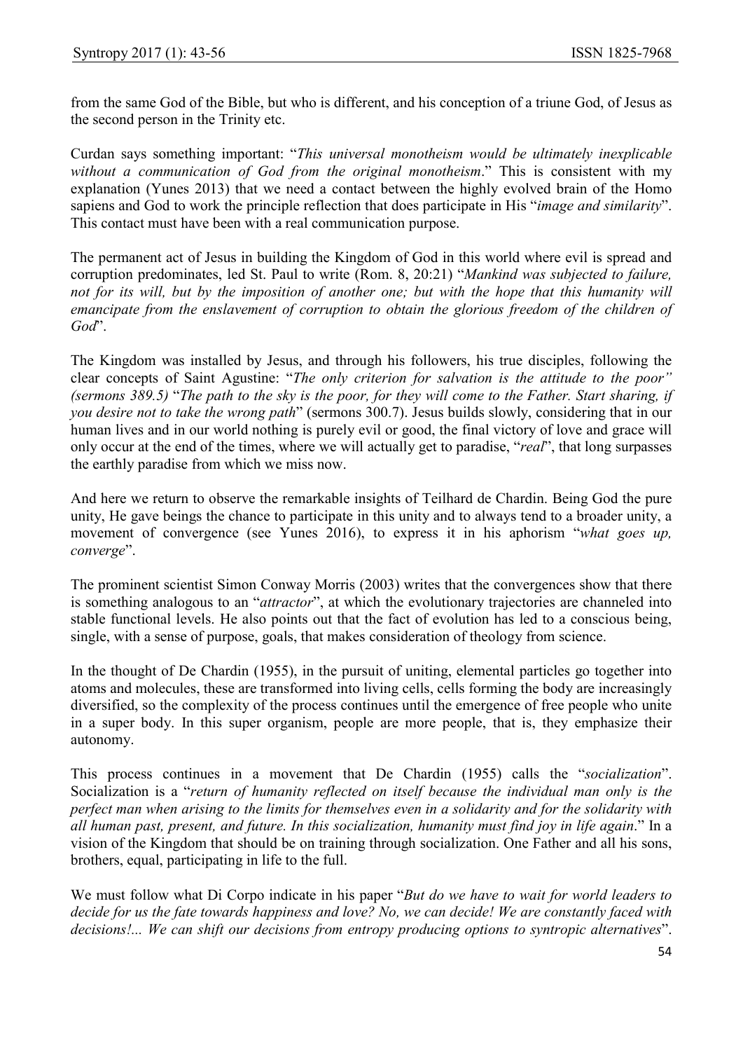from the same God of the Bible, but who is different, and his conception of a triune God, of Jesus as the second person in the Trinity etc.

Curdan says something important: "*This universal monotheism would be ultimately inexplicable without a communication of God from the original monotheism*." This is consistent with my explanation (Yunes 2013) that we need a contact between the highly evolved brain of the Homo sapiens and God to work the principle reflection that does participate in His "*image and similarity*". This contact must have been with a real communication purpose.

The permanent act of Jesus in building the Kingdom of God in this world where evil is spread and corruption predominates, led St. Paul to write (Rom. 8, 20:21) "*Mankind was subjected to failure, not for its will, but by the imposition of another one; but with the hope that this humanity will emancipate from the enslavement of corruption to obtain the glorious freedom of the children of God*".

The Kingdom was installed by Jesus, and through his followers, his true disciples, following the clear concepts of Saint Agustine: "*The only criterion for salvation is the attitude to the poor" (sermons 389.5)* "*The path to the sky is the poor, for they will come to the Father. Start sharing, if you desire not to take the wrong path*" (sermons 300.7). Jesus builds slowly, considering that in our human lives and in our world nothing is purely evil or good, the final victory of love and grace will only occur at the end of the times, where we will actually get to paradise, "*real*", that long surpasses the earthly paradise from which we miss now.

And here we return to observe the remarkable insights of Teilhard de Chardin. Being God the pure unity, He gave beings the chance to participate in this unity and to always tend to a broader unity, a movement of convergence (see Yunes 2016), to express it in his aphorism "*what goes up, converge*".

The prominent scientist Simon Conway Morris (2003) writes that the convergences show that there is something analogous to an "*attractor*", at which the evolutionary trajectories are channeled into stable functional levels. He also points out that the fact of evolution has led to a conscious being, single, with a sense of purpose, goals, that makes consideration of theology from science.

In the thought of De Chardin (1955), in the pursuit of uniting, elemental particles go together into atoms and molecules, these are transformed into living cells, cells forming the body are increasingly diversified, so the complexity of the process continues until the emergence of free people who unite in a super body. In this super organism, people are more people, that is, they emphasize their autonomy.

This process continues in a movement that De Chardin (1955) calls the "*socialization*". Socialization is a "*return of humanity reflected on itself because the individual man only is the perfect man when arising to the limits for themselves even in a solidarity and for the solidarity with all human past, present, and future. In this socialization, humanity must find joy in life again*." In a vision of the Kingdom that should be on training through socialization. One Father and all his sons, brothers, equal, participating in life to the full.

We must follow what Di Corpo indicate in his paper "*But do we have to wait for world leaders to decide for us the fate towards happiness and love? No, we can decide! We are constantly faced with decisions!... We can shift our decisions from entropy producing options to syntropic alternatives*".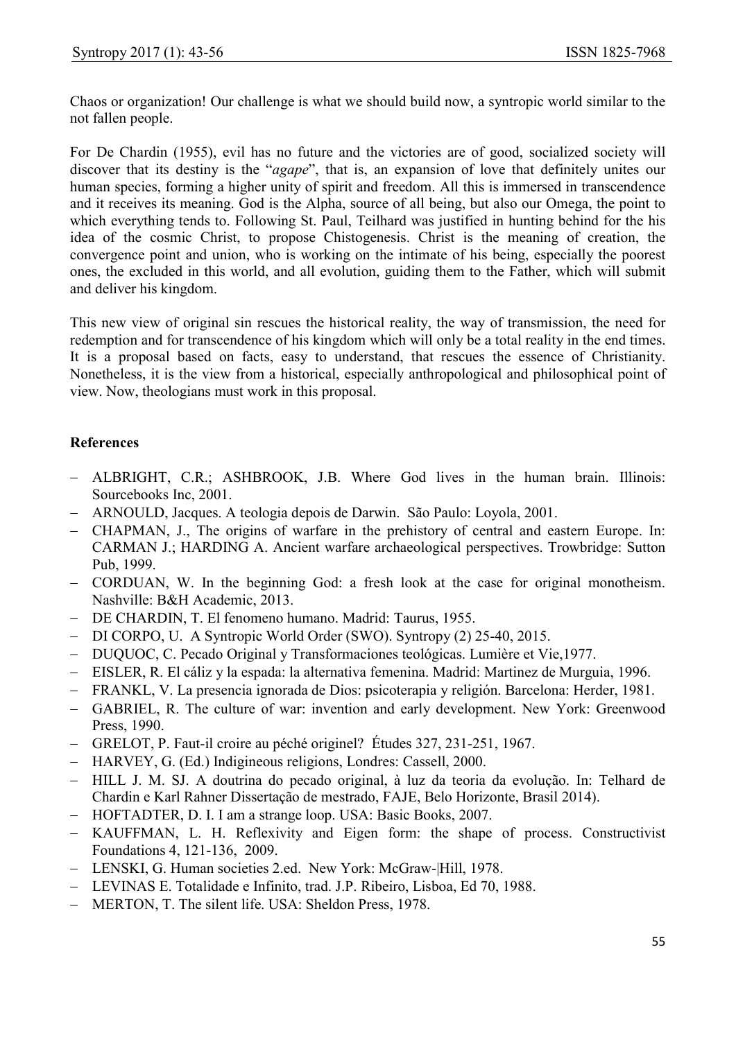Chaos or organization! Our challenge is what we should build now, a syntropic world similar to the not fallen people.

For De Chardin (1955), evil has no future and the victories are of good, socialized society will discover that its destiny is the "*agape*", that is, an expansion of love that definitely unites our human species, forming a higher unity of spirit and freedom. All this is immersed in transcendence and it receives its meaning. God is the Alpha, source of all being, but also our Omega, the point to which everything tends to. Following St. Paul, Teilhard was justified in hunting behind for the his idea of the cosmic Christ, to propose Chistogenesis. Christ is the meaning of creation, the convergence point and union, who is working on the intimate of his being, especially the poorest ones, the excluded in this world, and all evolution, guiding them to the Father, which will submit and deliver his kingdom.

This new view of original sin rescues the historical reality, the way of transmission, the need for redemption and for transcendence of his kingdom which will only be a total reality in the end times. It is a proposal based on facts, easy to understand, that rescues the essence of Christianity. Nonetheless, it is the view from a historical, especially anthropological and philosophical point of view. Now, theologians must work in this proposal.

**References**

- ALBRIGHT, C.R.; ASHBROOK, J.B. Where God lives in the human brain. Illinois: Sourcebooks Inc, 2001.
- ARNOULD, Jacques. A teologia depois de Darwin. São Paulo: Loyola, 2001.
- CHAPMAN, J., The origins of warfare in the prehistory of central and eastern Europe. In: CARMAN J.; HARDING A. Ancient warfare archaeological perspectives. Trowbridge: Sutton Pub, 1999.
- CORDUAN, W. In the beginning God: a fresh look at the case for original monotheism. Nashville: B&H Academic, 2013.
- DE CHARDIN, T. El fenomeno humano. Madrid: Taurus, 1955.
- DI CORPO, U. A Syntropic World Order (SWO). Syntropy (2) 25-40, 2015.
- DUQUOC, C. Pecado Original y Transformaciones teológicas. Lumière et Vie,1977.
- EISLER, R. El cáliz y la espada: la alternativa femenina. Madrid: Martinez de Murguia, 1996.
- FRANKL, V. La presencia ignorada de Dios: psicoterapia y religión. Barcelona: Herder, 1981.
- GABRIEL, R. The culture of war: invention and early development. New York: Greenwood Press, 1990.
- GRELOT, P. Faut-il croire au péché originel? Études 327, 231-251, 1967.
- HARVEY, G. (Ed.) Indigineous religions, Londres: Cassell, 2000.
- HILL J. M. SJ. A doutrina do pecado original, à luz da teoria da evolução. In: Telhard de Chardin e Karl Rahner Dissertação de mestrado, FAJE, Belo Horizonte, Brasil 2014).
- HOFTADTER, D. I. I am a strange loop. USA: Basic Books, 2007.
- KAUFFMAN, L. H. Reflexivity and Eigen form: the shape of process. Constructivist Foundations 4, 121-136, 2009.
- LENSKI, G. Human societies 2.ed. New York: McGraw-|Hill, 1978.
- LEVINAS E. Totalidade e Infinito, trad. J.P. Ribeiro, Lisboa, Ed 70, 1988.
- MERTON, T. The silent life. USA: Sheldon Press, 1978.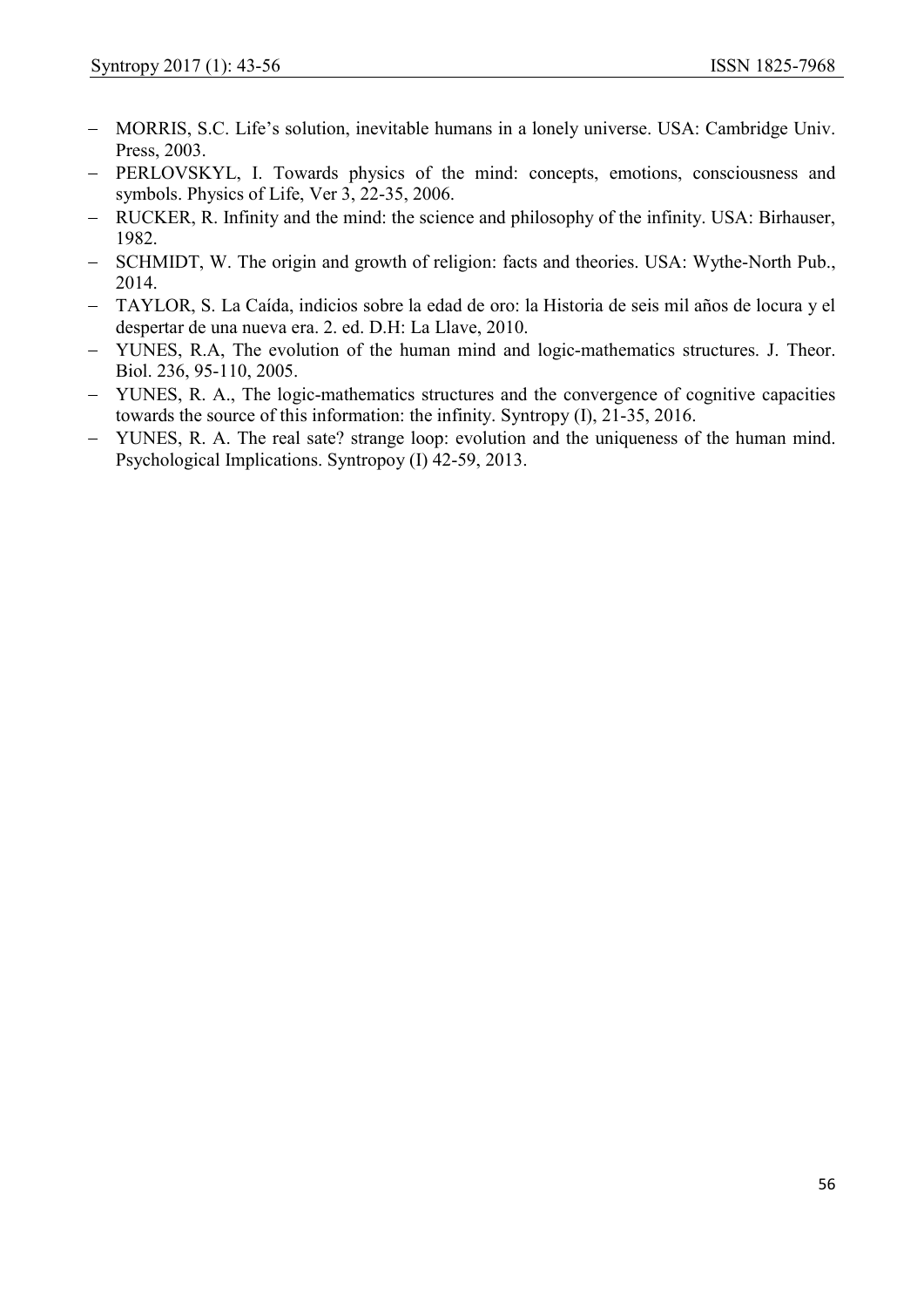- MORRIS, S.C. Life's solution, inevitable humans in a lonely universe. USA: Cambridge Univ. Press, 2003.
- PERLOVSKYL, I. Towards physics of the mind: concepts, emotions, consciousness and symbols. Physics of Life, Ver 3, 22-35, 2006.
- RUCKER, R. Infinity and the mind: the science and philosophy of the infinity. USA: Birhauser, 1982.
- SCHMIDT, W. The origin and growth of religion: facts and theories. USA: Wythe-North Pub., 2014.
- TAYLOR, S. La Caída, indicios sobre la edad de oro: la Historia de seis mil años de locura y el despertar de una nueva era. 2. ed. D.H: La Llave, 2010.
- YUNES, R.A, The evolution of the human mind and logic-mathematics structures. J. Theor. Biol. 236, 95-110, 2005.
- YUNES, R. A., The logic-mathematics structures and the convergence of cognitive capacities towards the source of this information: the infinity. Syntropy (I), 21-35, 2016.
- YUNES, R. A. The real sate? strange loop: evolution and the uniqueness of the human mind. Psychological Implications. Syntropoy (I) 42-59, 2013.